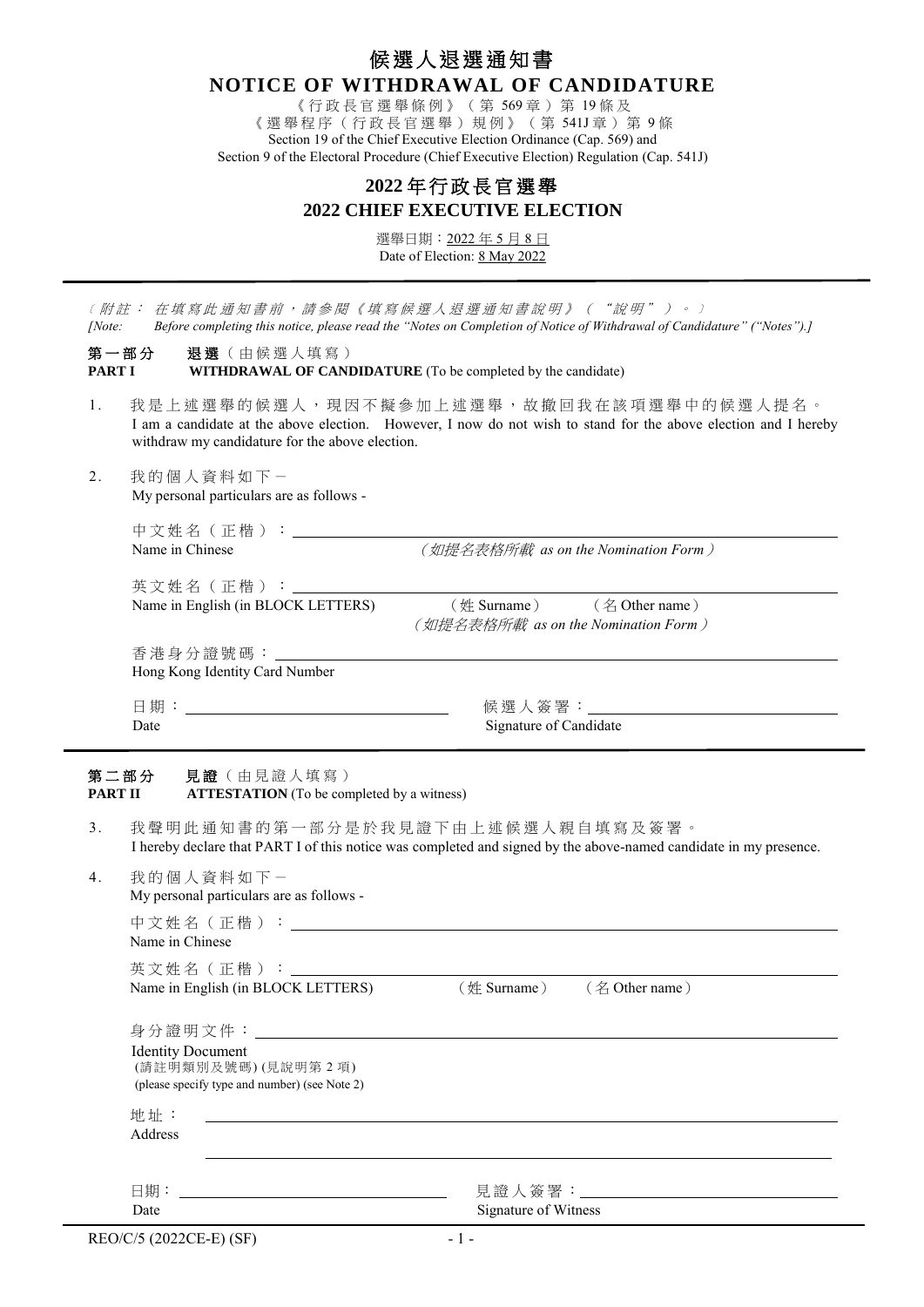# 候選人退選通知書
# NOTICE OF WITHDRAWAL OF CANDIDATURE

《行政長官選舉條例》（第 569 章）第 19 條及
《選舉程序（行政長官選舉）規例》（第 541J 章）第 9 條
Section 19 of the Chief Executive Election Ordinance (Cap. 569) and
Section 9 of the Electoral Procedure (Chief Executive Election) Regulation (Cap. 541J)

## 2022 年行政長官選舉
## 2022 CHIEF EXECUTIVE ELECTION

選舉日期：2022 年 5 月 8 日
Date of Election: 8 May 2022

---

*〔附註：在填寫此通知書前，請參閱《填寫候選人退選通知書說明》（"說明"）。〕*
*[Note: Before completing this notice, please read the "Notes on Completion of Notice of Withdrawal of Candidature" ("Notes").]*

**第一部分　退選**（由候選人填寫）
**PART I　WITHDRAWAL OF CANDIDATURE** (To be completed by the candidate)

1. 我是上述選舉的候選人，現因不擬參加上述選舉，故撤回我在該項選舉中的候選人提名。
   I am a candidate at the above election. However, I now do not wish to stand for the above election and I hereby withdraw my candidature for the above election.

2. 我的個人資料如下－
   My personal particulars are as follows -

   中文姓名（正楷）：\_\_\_\_\_\_\_\_\_\_\_\_\_\_\_\_\_\_\_\_
   Name in Chinese　*（如提名表格所載 as on the Nomination Form）*

   英文姓名（正楷）：\_\_\_\_\_\_\_\_\_\_\_\_\_\_\_\_\_\_\_\_
   Name in English (in BLOCK LETTERS)　（姓 Surname）　（名 Other name）
   *（如提名表格所載 as on the Nomination Form）*

   香港身分證號碼：\_\_\_\_\_\_\_\_\_\_\_\_\_\_\_\_\_\_\_\_
   Hong Kong Identity Card Number

   日期：\_\_\_\_\_\_\_\_\_\_\_\_\_\_\_\_\_\_\_\_　　候選人簽署：\_\_\_\_\_\_\_\_\_\_\_\_\_\_\_\_\_\_\_\_
   Date　　Signature of Candidate

---

**第二部分　見證**（由見證人填寫）
**PART II　ATTESTATION** (To be completed by a witness)

3. 我聲明此通知書的第一部分是於我見證下由上述候選人親自填寫及簽署。
   I hereby declare that PART I of this notice was completed and signed by the above-named candidate in my presence.

4. 我的個人資料如下－
   My personal particulars are as follows -

   中文姓名（正楷）：\_\_\_\_\_\_\_\_\_\_\_\_\_\_\_\_\_\_\_\_
   Name in Chinese

   英文姓名（正楷）：\_\_\_\_\_\_\_\_\_\_\_\_\_\_\_\_\_\_\_\_
   Name in English (in BLOCK LETTERS)　（姓 Surname）　（名 Other name）

   身分證明文件：\_\_\_\_\_\_\_\_\_\_\_\_\_\_\_\_\_\_\_\_
   Identity Document
   (請註明類別及號碼) (見說明第 2 項)
   (please specify type and number) (see Note 2)

   地址：\_\_\_\_\_\_\_\_\_\_\_\_\_\_\_\_\_\_\_\_
   Address
   \_\_\_\_\_\_\_\_\_\_\_\_\_\_\_\_\_\_\_\_

   日期：\_\_\_\_\_\_\_\_\_\_\_\_\_\_\_\_\_\_\_\_　　見證人簽署：\_\_\_\_\_\_\_\_\_\_\_\_\_\_\_\_\_\_\_\_
   Date　　Signature of Witness

REO/C/5 (2022CE-E) (SF)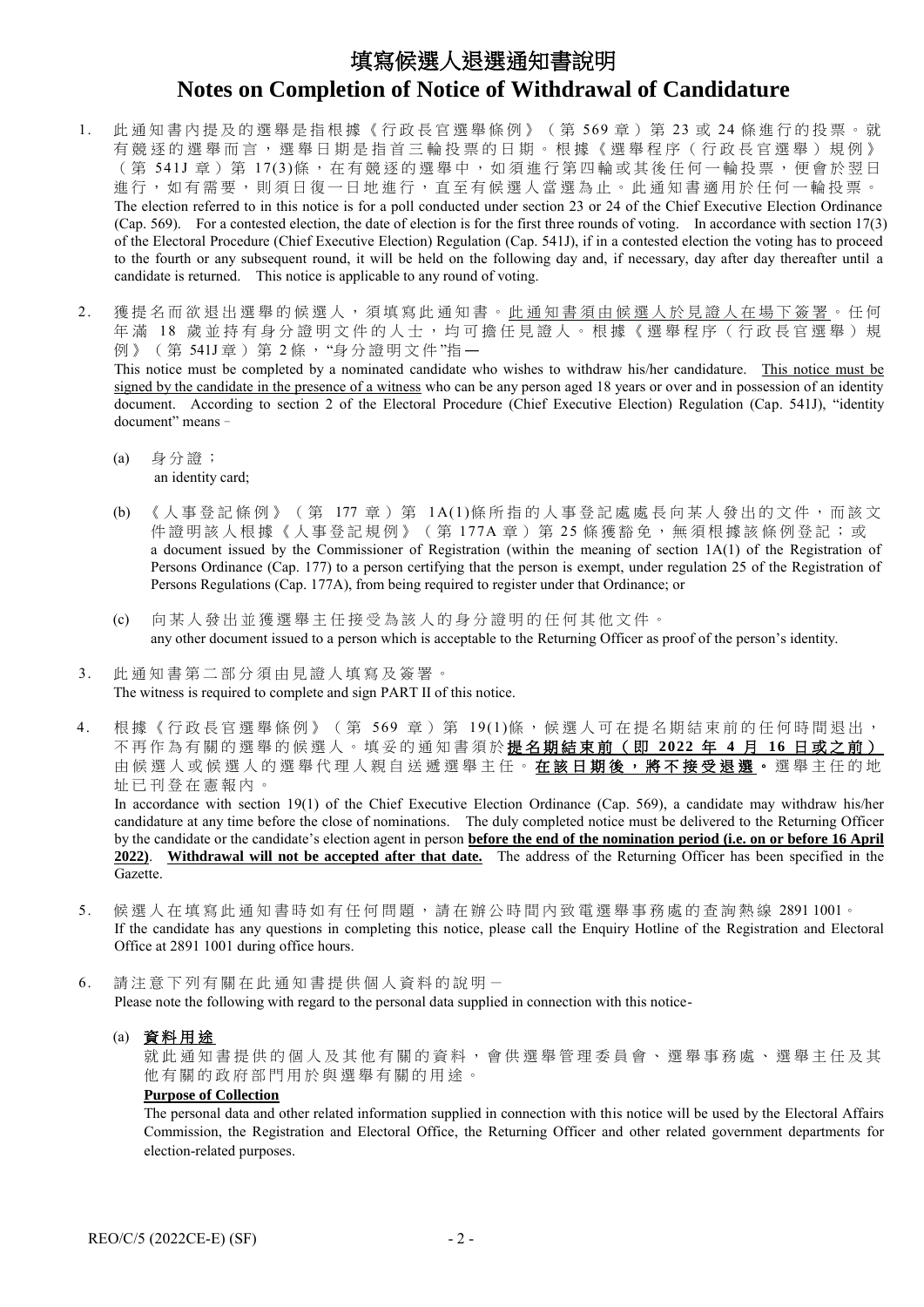# 填寫候選人退選通知書說明

# Notes on Completion of Notice of Withdrawal of Candidature

1. 此通知書內提及的選舉是指根據《行政長官選舉條例》（第 569 章）第 23 或 24 條進行的投票。就有競逐的選舉而言，選舉日期是指首三輪投票的日期。根據《選舉程序（行政長官選舉）規例》（第 541J 章）第 17(3)條，在有競逐的選舉中，如須進行第四輪或其後任何一輪投票，便會於翌日進行，如有需要，則須日復一日地進行，直至有候選人當選為止。此通知書適用於任何一輪投票。
   The election referred to in this notice is for a poll conducted under section 23 or 24 of the Chief Executive Election Ordinance (Cap. 569). For a contested election, the date of election is for the first three rounds of voting. In accordance with section 17(3) of the Electoral Procedure (Chief Executive Election) Regulation (Cap. 541J), if in a contested election the voting has to proceed to the fourth or any subsequent round, it will be held on the following day and, if necessary, day after day thereafter until a candidate is returned. This notice is applicable to any round of voting.

2. 獲提名而欲退出選舉的候選人，須填寫此通知書。<u>此通知書須由候選人於見證人在場下簽署</u>。任何年滿 18 歲並持有身分證明文件的人士，均可擔任見證人。根據《選舉程序（行政長官選舉）規例》（第 541J 章）第 2 條，"身分證明文件"指—
   This notice must be completed by a nominated candidate who wishes to withdraw his/her candidature. <u>This notice must be signed by the candidate in the presence of a witness</u> who can be any person aged 18 years or over and in possession of an identity document. According to section 2 of the Electoral Procedure (Chief Executive Election) Regulation (Cap. 541J), "identity document" means –

   (a) 身分證；
   an identity card;

   (b) 《人事登記條例》（第 177 章）第 1A(1)條所指的人事登記處處長向某人發出的文件，而該文件證明該人根據《人事登記規例》（第 177A 章）第 25 條獲豁免，無須根據該條例登記；或
   a document issued by the Commissioner of Registration (within the meaning of section 1A(1) of the Registration of Persons Ordinance (Cap. 177) to a person certifying that the person is exempt, under regulation 25 of the Registration of Persons Regulations (Cap. 177A), from being required to register under that Ordinance; or

   (c) 向某人發出並獲選舉主任接受為該人的身分證明的任何其他文件。
   any other document issued to a person which is acceptable to the Returning Officer as proof of the person's identity.

3. 此通知書第二部分須由見證人填寫及簽署。
   The witness is required to complete and sign PART II of this notice.

4. 根據《行政長官選舉條例》（第 569 章）第 19(1)條，候選人可在提名期結束前的任何時間退出，不再作為有關的選舉的候選人。填妥的通知書須於<u>**提名期結束前（即 2022 年 4 月 16 日或之前）**</u>由候選人或候選人的選舉代理人親自送遞選舉主任。<u>**在該日期後，將不接受退選**</u>**。**選舉主任的地址已刊登在憲報內。
   In accordance with section 19(1) of the Chief Executive Election Ordinance (Cap. 569), a candidate may withdraw his/her candidature at any time before the close of nominations. The duly completed notice must be delivered to the Returning Officer by the candidate or the candidate's election agent in person <u>**before the end of the nomination period (i.e. on or before 16 April 2022)**</u>. <u>**Withdrawal will not be accepted after that date.**</u> The address of the Returning Officer has been specified in the Gazette.

5. 候選人在填寫此通知書時如有任何問題，請在辦公時間內致電選舉事務處的查詢熱線 2891 1001。
   If the candidate has any questions in completing this notice, please call the Enquiry Hotline of the Registration and Electoral Office at 2891 1001 during office hours.

6. 請注意下列有關在此通知書提供個人資料的說明－
   Please note the following with regard to the personal data supplied in connection with this notice-

   (a) <u>**資料用途**</u>
   就此通知書提供的個人及其他有關的資料，會供選舉管理委員會、選舉事務處、選舉主任及其他有關的政府部門用於與選舉有關的用途。
   <u>**Purpose of Collection**</u>
   The personal data and other related information supplied in connection with this notice will be used by the Electoral Affairs Commission, the Registration and Electoral Office, the Returning Officer and other related government departments for election-related purposes.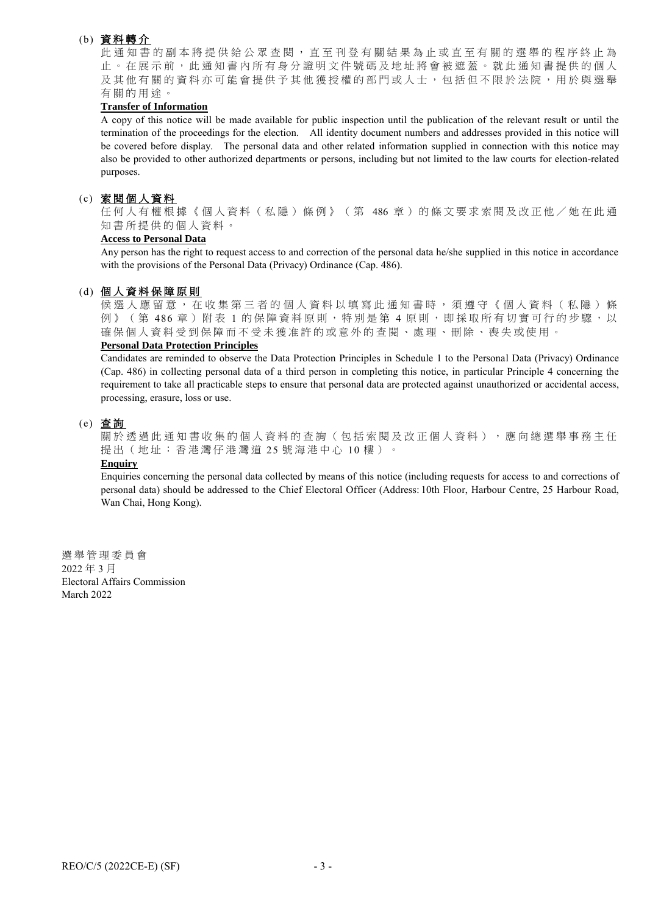(b) **資料轉介**

此通知書的副本將提供給公眾查閱，直至刊登有關結果為止或直至有關的選舉的程序終止為止。在展示前，此通知書內所有身分證明文件號碼及地址將會被遮蓋。就此通知書提供的個人及其他有關的資料亦可能會提供予其他獲授權的部門或人士，包括但不限於法院，用於與選舉有關的用途。

**Transfer of Information**

A copy of this notice will be made available for public inspection until the publication of the relevant result or until the termination of the proceedings for the election. All identity document numbers and addresses provided in this notice will be covered before display. The personal data and other related information supplied in connection with this notice may also be provided to other authorized departments or persons, including but not limited to the law courts for election-related purposes.

(c) **索閱個人資料**

任何人有權根據《個人資料（私隱）條例》（第 486 章）的條文要求索閱及改正他／她在此通知書所提供的個人資料。

**Access to Personal Data**

Any person has the right to request access to and correction of the personal data he/she supplied in this notice in accordance with the provisions of the Personal Data (Privacy) Ordinance (Cap. 486).

(d) **個人資料保障原則**

候選人應留意，在收集第三者的個人資料以填寫此通知書時，須遵守《個人資料（私隱）條例》（第 486 章）附表 1 的保障資料原則，特別是第 4 原則，即採取所有切實可行的步驟，以確保個人資料受到保障而不受未獲准許的或意外的查閱、處理、刪除、喪失或使用。

**Personal Data Protection Principles**

Candidates are reminded to observe the Data Protection Principles in Schedule 1 to the Personal Data (Privacy) Ordinance (Cap. 486) in collecting personal data of a third person in completing this notice, in particular Principle 4 concerning the requirement to take all practicable steps to ensure that personal data are protected against unauthorized or accidental access, processing, erasure, loss or use.

(e) **查詢**

關於透過此通知書收集的個人資料的查詢（包括索閱及改正個人資料），應向總選舉事務主任提出（地址：香港灣仔港灣道 25 號海港中心 10 樓）。

**Enquiry**

Enquiries concerning the personal data collected by means of this notice (including requests for access to and corrections of personal data) should be addressed to the Chief Electoral Officer (Address: 10th Floor, Harbour Centre, 25 Harbour Road, Wan Chai, Hong Kong).

選舉管理委員會
2022 年 3 月
Electoral Affairs Commission
March 2022

REO/C/5 (2022CE-E) (SF)